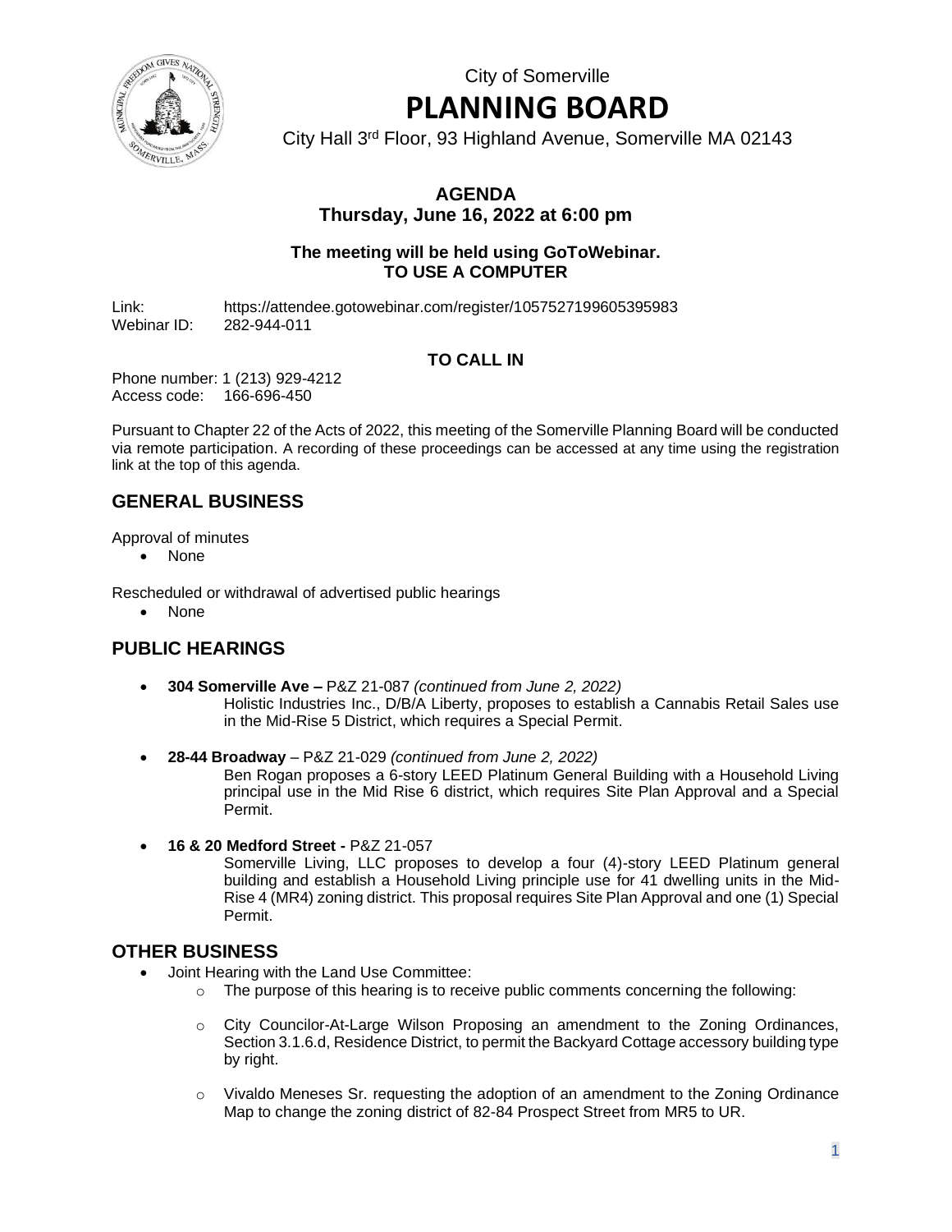City of Somerville

# PLANNING BOARD

City Hall 3rd Floor, 93 Highland Avenue, Somerville MA 02143

**AGENDA**
**Thursday, June 16, 2022 at 6:00 pm**

**The meeting will be held using GoToWebinar.**
**TO USE A COMPUTER**

Link: https://attendee.gotowebinar.com/register/1057527199605395983
Webinar ID: 282-944-011

**TO CALL IN**

Phone number: 1 (213) 929-4212
Access code: 166-696-450

Pursuant to Chapter 22 of the Acts of 2022, this meeting of the Somerville Planning Board will be conducted via remote participation. A recording of these proceedings can be accessed at any time using the registration link at the top of this agenda.

## GENERAL BUSINESS

Approval of minutes

- None

Rescheduled or withdrawal of advertised public hearings

- None

## PUBLIC HEARINGS

- **304 Somerville Ave –** P&Z 21-087 *(continued from June 2, 2022)*
  Holistic Industries Inc., D/B/A Liberty, proposes to establish a Cannabis Retail Sales use in the Mid-Rise 5 District, which requires a Special Permit.

- **28-44 Broadway** – P&Z 21-029 *(continued from June 2, 2022)*
  Ben Rogan proposes a 6-story LEED Platinum General Building with a Household Living principal use in the Mid Rise 6 district, which requires Site Plan Approval and a Special Permit.

- **16 & 20 Medford Street -** P&Z 21-057
  Somerville Living, LLC proposes to develop a four (4)-story LEED Platinum general building and establish a Household Living principle use for 41 dwelling units in the Mid-Rise 4 (MR4) zoning district. This proposal requires Site Plan Approval and one (1) Special Permit.

## OTHER BUSINESS

- Joint Hearing with the Land Use Committee:
  - The purpose of this hearing is to receive public comments concerning the following:
  - City Councilor-At-Large Wilson Proposing an amendment to the Zoning Ordinances, Section 3.1.6.d, Residence District, to permit the Backyard Cottage accessory building type by right.
  - Vivaldo Meneses Sr. requesting the adoption of an amendment to the Zoning Ordinance Map to change the zoning district of 82-84 Prospect Street from MR5 to UR.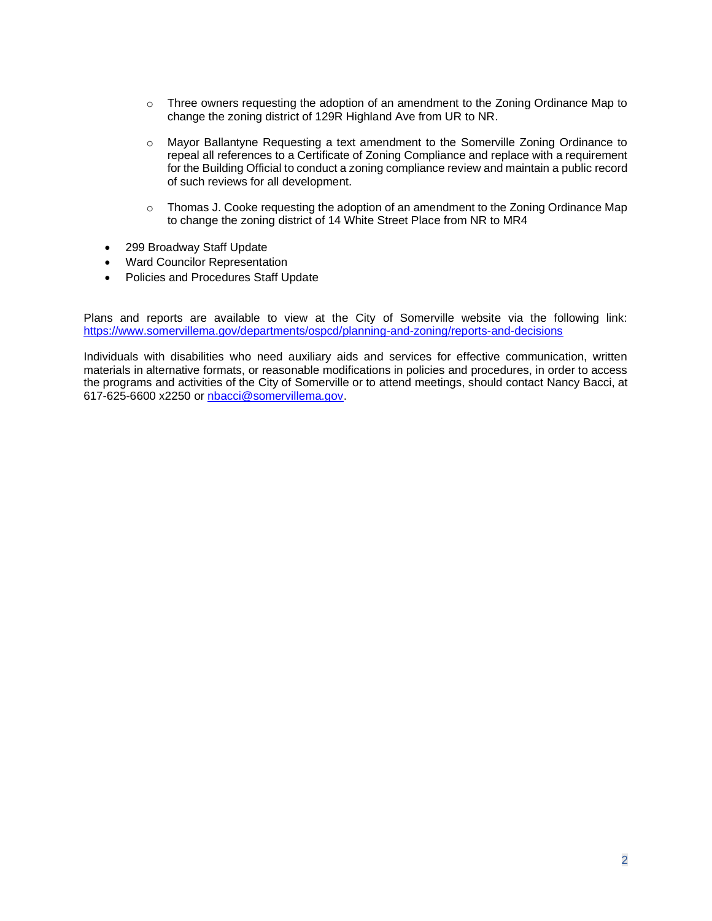- Three owners requesting the adoption of an amendment to the Zoning Ordinance Map to change the zoning district of 129R Highland Ave from UR to NR.

  - Mayor Ballantyne Requesting a text amendment to the Somerville Zoning Ordinance to repeal all references to a Certificate of Zoning Compliance and replace with a requirement for the Building Official to conduct a zoning compliance review and maintain a public record of such reviews for all development.

  - Thomas J. Cooke requesting the adoption of an amendment to the Zoning Ordinance Map to change the zoning district of 14 White Street Place from NR to MR4

- 299 Broadway Staff Update
- Ward Councilor Representation
- Policies and Procedures Staff Update

Plans and reports are available to view at the City of Somerville website via the following link: https://www.somervillema.gov/departments/ospcd/planning-and-zoning/reports-and-decisions

Individuals with disabilities who need auxiliary aids and services for effective communication, written materials in alternative formats, or reasonable modifications in policies and procedures, in order to access the programs and activities of the City of Somerville or to attend meetings, should contact Nancy Bacci, at 617-625-6600 x2250 or nbacci@somervillema.gov.